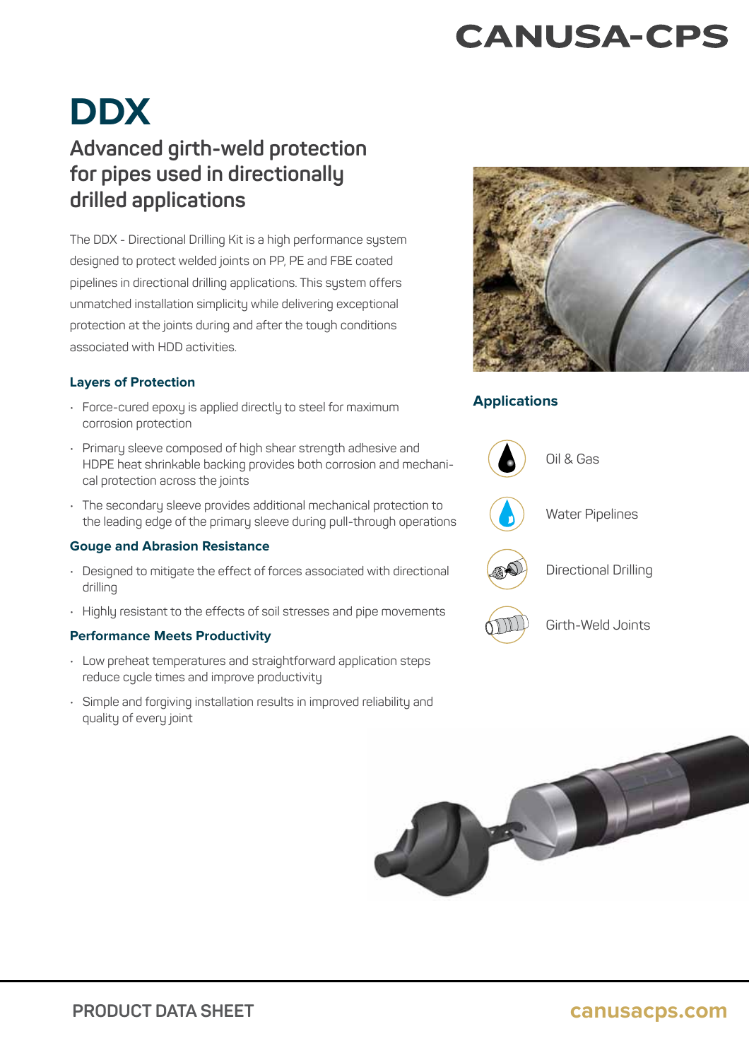CANUSA-CPS

# DDX

## Advanced girth-weld protection for pipes used in directionally drilled applications

The DDX - Directional Drilling Kit is a high performance system designed to protect welded joints on PP, PE and FBE coated pipelines in directional drilling applications. This system offers unmatched installation simplicity while delivering exceptional protection at the joints during and after the tough conditions associated with HDD activities.

### Layers of Protection

- Force-cured epoxy is applied directly to steel for maximum corrosion protection
- Primary sleeve composed of high shear strength adhesive and HDPE heat shrinkable backing provides both corrosion and mechanical protection across the joints
- The secondary sleeve provides additional mechanical protection to the leading edge of the primary sleeve during pull-through operations

### Gouge and Abrasion Resistance

- Designed to mitigate the effect of forces associated with directional drilling
- Highly resistant to the effects of soil stresses and pipe movements

### Performance Meets Productivity

- Low preheat temperatures and straightforward application steps reduce cycle times and improve productivity
- Simple and forgiving installation results in improved reliability and quality of every joint

### Applications

- Oil & Gas
- Water Pipelines
- Directional Drilling
- Girth-Weld Joints

PRODUCT DATA SHEET

canusacps.com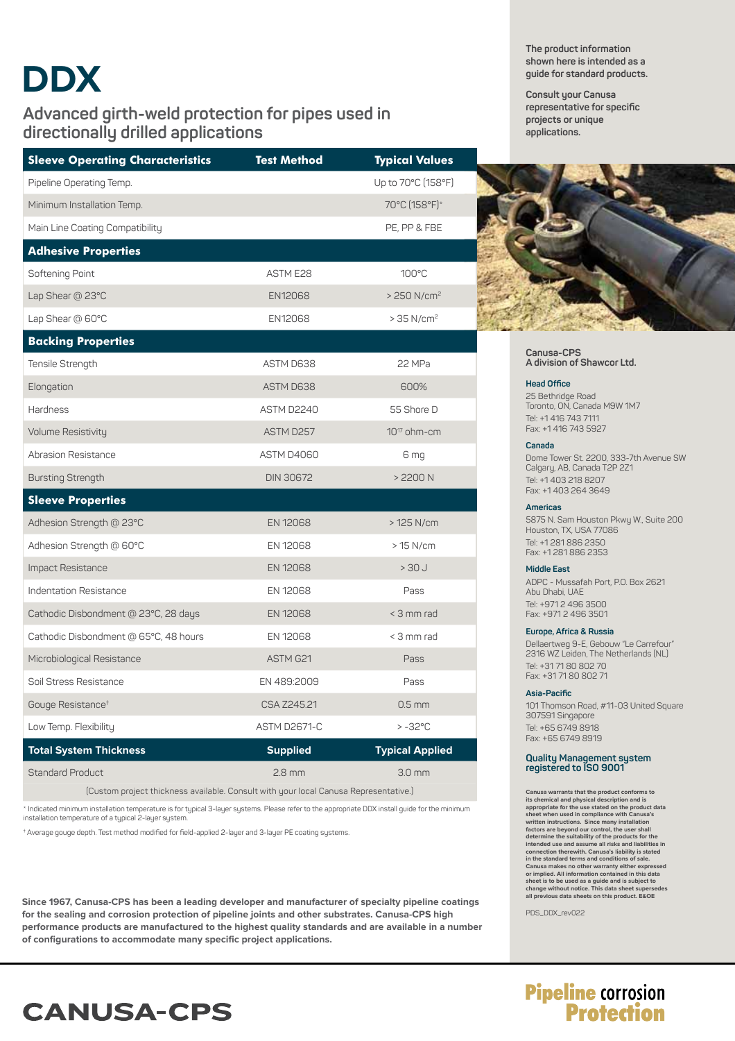# DDX

## Advanced girth-weld protection for pipes used in directionally drilled applications

| Sleeve Operating Characteristics | Test Method | Typical Values |
|---|---|---|
| Pipeline Operating Temp. | | Up to 70°C (158°F) |
| Minimum Installation Temp. | | 70°C (158°F)* |
| Main Line Coating Compatibility | | PE, PP & FBE |
| **Adhesive Properties** | | |
| Softening Point | ASTM E28 | 100°C |
| Lap Shear @ 23°C | EN12068 | > 250 N/cm$^2$ |
| Lap Shear @ 60°C | EN12068 | > 35 N/cm$^2$ |
| **Backing Properties** | | |
| Tensile Strength | ASTM D638 | 22 MPa |
| Elongation | ASTM D638 | 600% |
| Hardness | ASTM D2240 | 55 Shore D |
| Volume Resistivity | ASTM D257 | $10^{17}$ ohm-cm |
| Abrasion Resistance | ASTM D4060 | 6 mg |
| Bursting Strength | DIN 30672 | > 2200 N |
| **Sleeve Properties** | | |
| Adhesion Strength @ 23°C | EN 12068 | > 125 N/cm |
| Adhesion Strength @ 60°C | EN 12068 | > 15 N/cm |
| Impact Resistance | EN 12068 | > 30 J |
| Indentation Resistance | EN 12068 | Pass |
| Cathodic Disbondment @ 23°C, 28 days | EN 12068 | < 3 mm rad |
| Cathodic Disbondment @ 65°C, 48 hours | EN 12068 | < 3 mm rad |
| Microbiological Resistance | ASTM G21 | Pass |
| Soil Stress Resistance | EN 489:2009 | Pass |
| Gouge Resistance† | CSA Z245.21 | 0.5 mm |
| Low Temp. Flexibility | ASTM D2671-C | > -32°C |
| **Total System Thickness** | **Supplied** | **Typical Applied** |
| Standard Product | 2.8 mm | 3.0 mm |
| (Custom project thickness available. Consult with your local Canusa Representative.) | | |

* Indicated minimum installation temperature is for typical 3-layer systems. Please refer to the appropriate DDX install guide for the minimum installation temperature of a typical 2-layer system.

† Average gouge depth. Test method modified for field-applied 2-layer and 3-layer PE coating systems.

**Since 1967, Canusa-CPS has been a leading developer and manufacturer of specialty pipeline coatings for the sealing and corrosion protection of pipeline joints and other substrates. Canusa-CPS high performance products are manufactured to the highest quality standards and are available in a number of configurations to accommodate many specific project applications.**

The product information shown here is intended as a guide for standard products.

Consult your Canusa representative for specific projects or unique applications.

Canusa-CPS
A division of Shawcor Ltd.

**Head Office**
25 Bethridge Road
Toronto, ON, Canada M9W 1M7
Tel: +1 416 743 7111
Fax: +1 416 743 5927

**Canada**
Dome Tower St. 2200, 333-7th Avenue SW
Calgary, AB, Canada T2P 2Z1
Tel: +1 403 218 8207
Fax: +1 403 264 3649

**Americas**
5875 N. Sam Houston Pkwy W., Suite 200
Houston, TX, USA 77086
Tel: +1 281 886 2350
Fax: +1 281 886 2353

**Middle East**
ADPC - Mussafah Port, P.O. Box 2621
Abu Dhabi, UAE
Tel: +971 2 496 3500
Fax: +971 2 496 3501

**Europe, Africa & Russia**
Dellaertweg 9-E, Gebouw "Le Carrefour"
2316 WZ Leiden, The Netherlands (NL)
Tel: +31 71 80 802 70
Fax: +31 71 80 802 71

**Asia-Pacific**
101 Thomson Road, #11-03 United Square
307591 Singapore
Tel: +65 6749 8918
Fax: +65 6749 8919

**Quality Management system registered to ISO 9001**

Canusa warrants that the product conforms to its chemical and physical description and is appropriate for the use stated on the product data sheet when used in compliance with Canusa's written instructions. Since many installation factors are beyond our control, the user shall determine the suitability of the products for the intended use and assume all risks and liabilities in connection therewith. Canusa's liability is stated in the standard terms and conditions of sale. Canusa makes no other warranty either expressed or implied. All information contained in this data sheet is to be used as a guide and is subject to change without notice. This data sheet supersedes all previous data sheets on this product. E&OE

PDS_DDX_rev022

CANUSA-CPS

Pipeline corrosion Protection